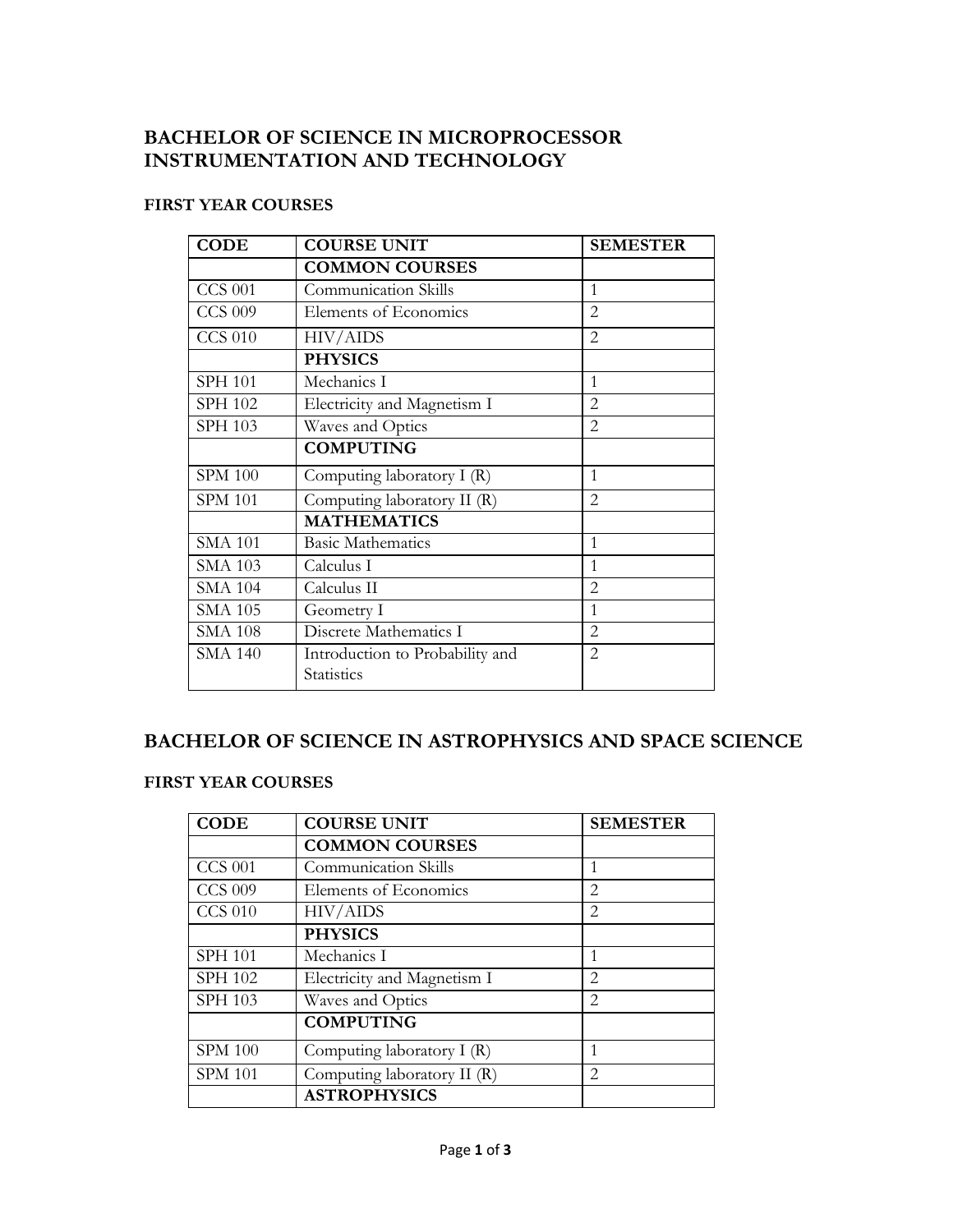# BACHELOR OF SCIENCE IN MICROPROCESSOR INSTRUMENTATION AND TECHNOLOGY

### FIRST YEAR COURSES

| CODE | COURSE UNIT | SEMESTER |
|---|---|---|
| | **COMMON COURSES** | |
| CCS 001 | Communication Skills | 1 |
| CCS 009 | Elements of Economics | 2 |
| CCS 010 | HIV/AIDS | 2 |
| | **PHYSICS** | |
| SPH 101 | Mechanics I | 1 |
| SPH 102 | Electricity and Magnetism I | 2 |
| SPH 103 | Waves and Optics | 2 |
| | **COMPUTING** | |
| SPM 100 | Computing laboratory I (R) | 1 |
| SPM 101 | Computing laboratory II (R) | 2 |
| | **MATHEMATICS** | |
| SMA 101 | Basic Mathematics | 1 |
| SMA 103 | Calculus I | 1 |
| SMA 104 | Calculus II | 2 |
| SMA 105 | Geometry I | 1 |
| SMA 108 | Discrete Mathematics I | 2 |
| SMA 140 | Introduction to Probability and Statistics | 2 |

# BACHELOR OF SCIENCE IN ASTROPHYSICS AND SPACE SCIENCE

### FIRST YEAR COURSES

| CODE | COURSE UNIT | SEMESTER |
|---|---|---|
| | **COMMON COURSES** | |
| CCS 001 | Communication Skills | 1 |
| CCS 009 | Elements of Economics | 2 |
| CCS 010 | HIV/AIDS | 2 |
| | **PHYSICS** | |
| SPH 101 | Mechanics I | 1 |
| SPH 102 | Electricity and Magnetism I | 2 |
| SPH 103 | Waves and Optics | 2 |
| | **COMPUTING** | |
| SPM 100 | Computing laboratory I (R) | 1 |
| SPM 101 | Computing laboratory II (R) | 2 |
| | **ASTROPHYSICS** | |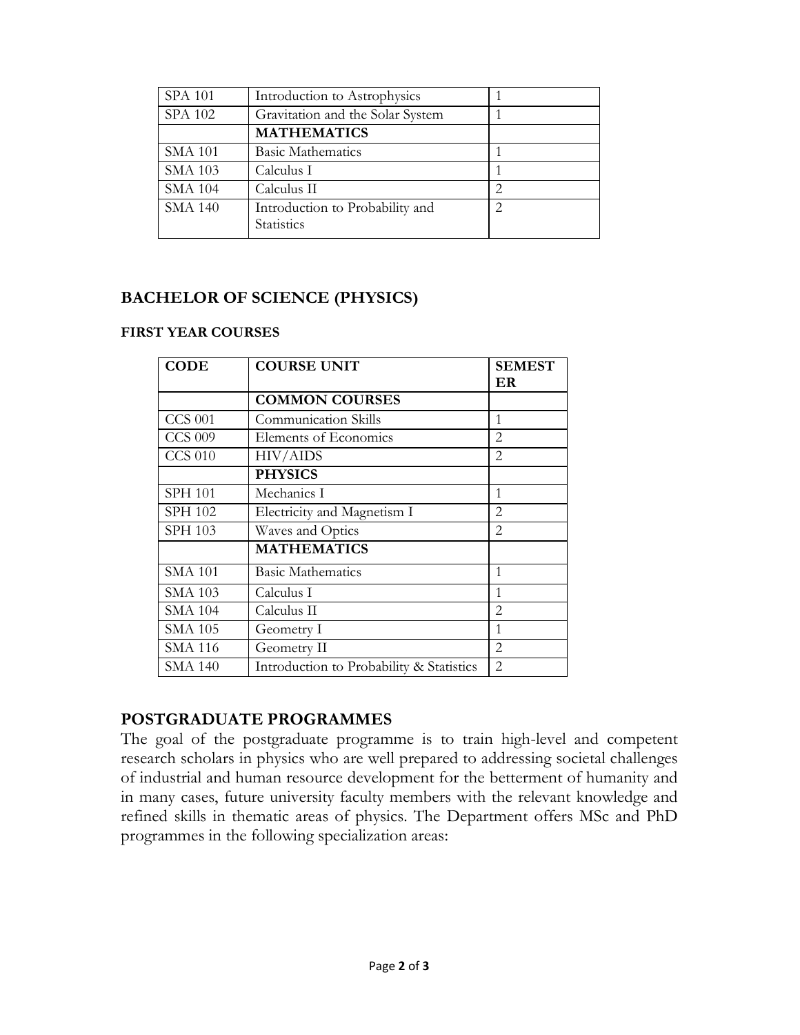| SPA 101 | Introduction to Astrophysics | 1 |
|---|---|---|
| SPA 102 | Gravitation and the Solar System | 1 |
| | **MATHEMATICS** | |
| SMA 101 | Basic Mathematics | 1 |
| SMA 103 | Calculus I | 1 |
| SMA 104 | Calculus II | 2 |
| SMA 140 | Introduction to Probability and Statistics | 2 |

## BACHELOR OF SCIENCE (PHYSICS)

#### FIRST YEAR COURSES

| CODE | COURSE UNIT | SEMESTER |
|---|---|---|
| | **COMMON COURSES** | |
| CCS 001 | Communication Skills | 1 |
| CCS 009 | Elements of Economics | 2 |
| CCS 010 | HIV/AIDS | 2 |
| | **PHYSICS** | |
| SPH 101 | Mechanics I | 1 |
| SPH 102 | Electricity and Magnetism I | 2 |
| SPH 103 | Waves and Optics | 2 |
| | **MATHEMATICS** | |
| SMA 101 | Basic Mathematics | 1 |
| SMA 103 | Calculus I | 1 |
| SMA 104 | Calculus II | 2 |
| SMA 105 | Geometry I | 1 |
| SMA 116 | Geometry II | 2 |
| SMA 140 | Introduction to Probability & Statistics | 2 |

## POSTGRADUATE PROGRAMMES

The goal of the postgraduate programme is to train high-level and competent research scholars in physics who are well prepared to addressing societal challenges of industrial and human resource development for the betterment of humanity and in many cases, future university faculty members with the relevant knowledge and refined skills in thematic areas of physics. The Department offers MSc and PhD programmes in the following specialization areas: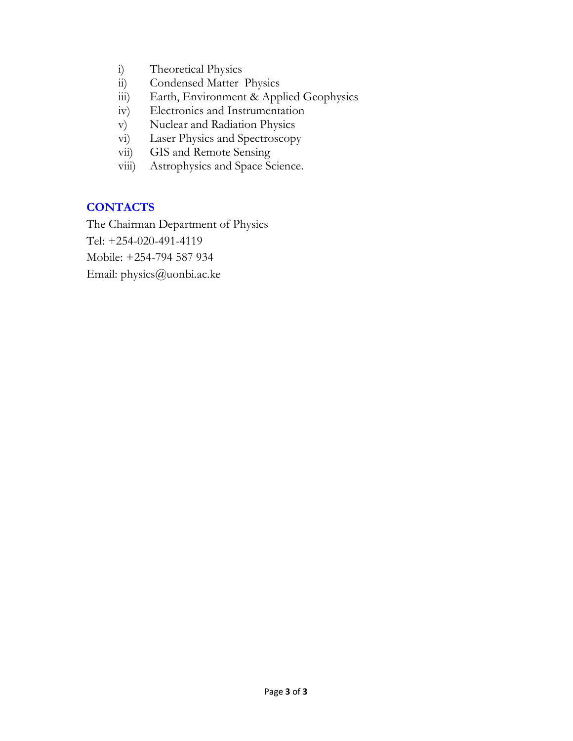i) Theoretical Physics
ii) Condensed Matter Physics
iii) Earth, Environment & Applied Geophysics
iv) Electronics and Instrumentation
v) Nuclear and Radiation Physics
vi) Laser Physics and Spectroscopy
vii) GIS and Remote Sensing
viii) Astrophysics and Space Science.

## CONTACTS

The Chairman Department of Physics
Tel: +254-020-491-4119
Mobile: +254-794 587 934
Email: physics@uonbi.ac.ke